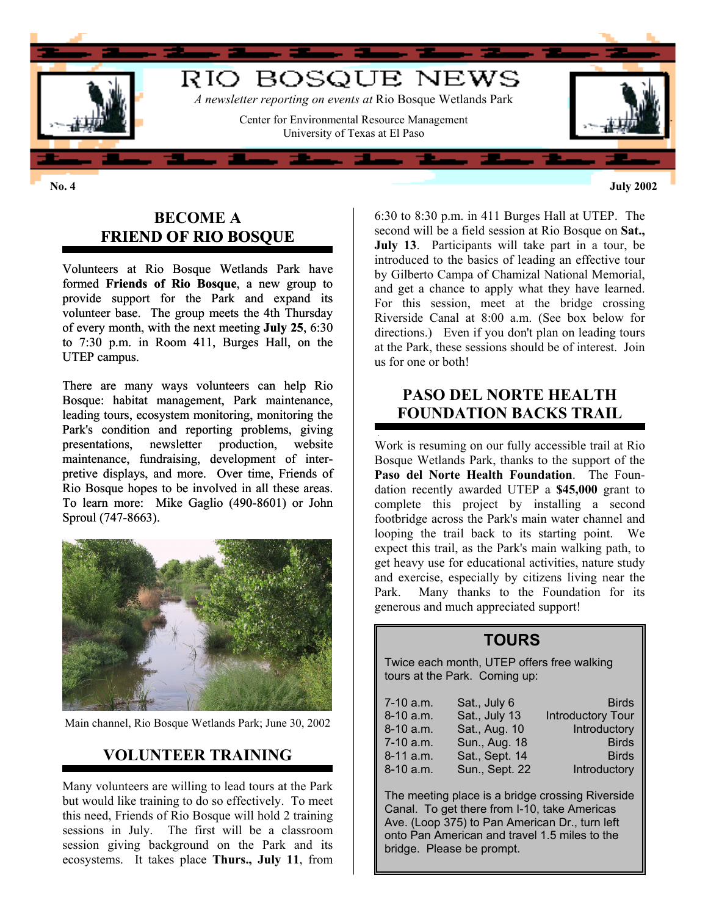# RIO BOSQUE NEWS

*A newsletter reporting on events at* Rio Bosque Wetlands Park

Center for Environmental Resource Management
University of Texas at El Paso

**No. 4** **July 2002**

## BECOME A FRIEND OF RIO BOSQUE

Volunteers at Rio Bosque Wetlands Park have formed **Friends of Rio Bosque**, a new group to provide support for the Park and expand its volunteer base. The group meets the 4th Thursday of every month, with the next meeting **July 25**, 6:30 to 7:30 p.m. in Room 411, Burges Hall, on the UTEP campus.

There are many ways volunteers can help Rio Bosque: habitat management, Park maintenance, leading tours, ecosystem monitoring, monitoring the Park's condition and reporting problems, giving presentations, newsletter production, website maintenance, fundraising, development of interpretive displays, and more. Over time, Friends of Rio Bosque hopes to be involved in all these areas. To learn more: Mike Gaglio (490-8601) or John Sproul (747-8663).

Main channel, Rio Bosque Wetlands Park; June 30, 2002

## VOLUNTEER TRAINING

Many volunteers are willing to lead tours at the Park but would like training to do so effectively. To meet this need, Friends of Rio Bosque will hold 2 training sessions in July. The first will be a classroom session giving background on the Park and its ecosystems. It takes place **Thurs., July 11**, from 6:30 to 8:30 p.m. in 411 Burges Hall at UTEP. The second will be a field session at Rio Bosque on **Sat., July 13**. Participants will take part in a tour, be introduced to the basics of leading an effective tour by Gilberto Campa of Chamizal National Memorial, and get a chance to apply what they have learned. For this session, meet at the bridge crossing Riverside Canal at 8:00 a.m. (See box below for directions.) Even if you don't plan on leading tours at the Park, these sessions should be of interest. Join us for one or both!

## PASO DEL NORTE HEALTH FOUNDATION BACKS TRAIL

Work is resuming on our fully accessible trail at Rio Bosque Wetlands Park, thanks to the support of the **Paso del Norte Health Foundation**. The Foundation recently awarded UTEP a **$45,000** grant to complete this project by installing a second footbridge across the Park's main water channel and looping the trail back to its starting point. We expect this trail, as the Park's main walking path, to get heavy use for educational activities, nature study and exercise, especially by citizens living near the Park. Many thanks to the Foundation for its generous and much appreciated support!

## TOURS

Twice each month, UTEP offers free walking tours at the Park. Coming up:

| | | |
|---|---|---|
| 7-10 a.m. | Sat., July 6 | Birds |
| 8-10 a.m. | Sat., July 13 | Introductory Tour |
| 8-10 a.m. | Sat., Aug. 10 | Introductory |
| 7-10 a.m. | Sun., Aug. 18 | Birds |
| 8-11 a.m. | Sat., Sept. 14 | Birds |
| 8-10 a.m. | Sun., Sept. 22 | Introductory |

The meeting place is a bridge crossing Riverside Canal. To get there from I-10, take Americas Ave. (Loop 375) to Pan American Dr., turn left onto Pan American and travel 1.5 miles to the bridge. Please be prompt.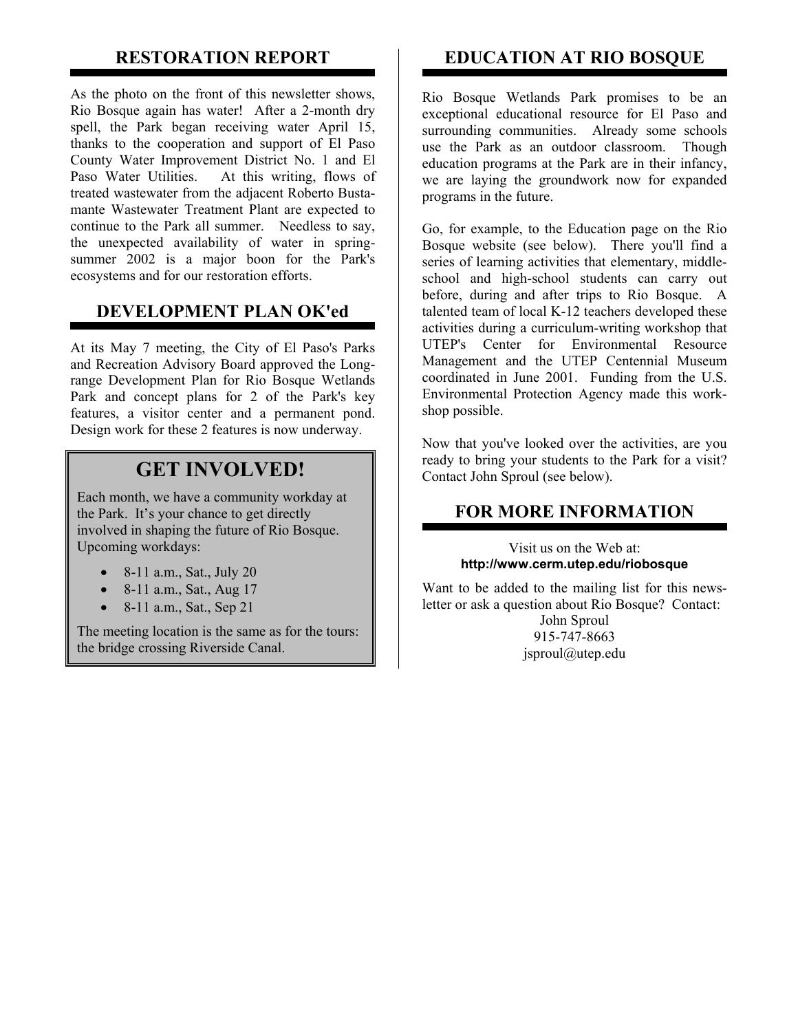## RESTORATION REPORT

As the photo on the front of this newsletter shows, Rio Bosque again has water! After a 2-month dry spell, the Park began receiving water April 15, thanks to the cooperation and support of El Paso County Water Improvement District No. 1 and El Paso Water Utilities. At this writing, flows of treated wastewater from the adjacent Roberto Bustamante Wastewater Treatment Plant are expected to continue to the Park all summer. Needless to say, the unexpected availability of water in spring-summer 2002 is a major boon for the Park's ecosystems and for our restoration efforts.

## DEVELOPMENT PLAN OK'ed

At its May 7 meeting, the City of El Paso's Parks and Recreation Advisory Board approved the Long-range Development Plan for Rio Bosque Wetlands Park and concept plans for 2 of the Park's key features, a visitor center and a permanent pond. Design work for these 2 features is now underway.

## GET INVOLVED!

Each month, we have a community workday at the Park. It's your chance to get directly involved in shaping the future of Rio Bosque. Upcoming workdays:

- 8-11 a.m., Sat., July 20
- 8-11 a.m., Sat., Aug 17
- 8-11 a.m., Sat., Sep 21

The meeting location is the same as for the tours: the bridge crossing Riverside Canal.

## EDUCATION AT RIO BOSQUE

Rio Bosque Wetlands Park promises to be an exceptional educational resource for El Paso and surrounding communities. Already some schools use the Park as an outdoor classroom. Though education programs at the Park are in their infancy, we are laying the groundwork now for expanded programs in the future.

Go, for example, to the Education page on the Rio Bosque website (see below). There you'll find a series of learning activities that elementary, middle-school and high-school students can carry out before, during and after trips to Rio Bosque. A talented team of local K-12 teachers developed these activities during a curriculum-writing workshop that UTEP's Center for Environmental Resource Management and the UTEP Centennial Museum coordinated in June 2001. Funding from the U.S. Environmental Protection Agency made this workshop possible.

Now that you've looked over the activities, are you ready to bring your students to the Park for a visit? Contact John Sproul (see below).

## FOR MORE INFORMATION

Visit us on the Web at:
**http://www.cerm.utep.edu/riobosque**

Want to be added to the mailing list for this newsletter or ask a question about Rio Bosque? Contact:

John Sproul
915-747-8663
jsproul@utep.edu